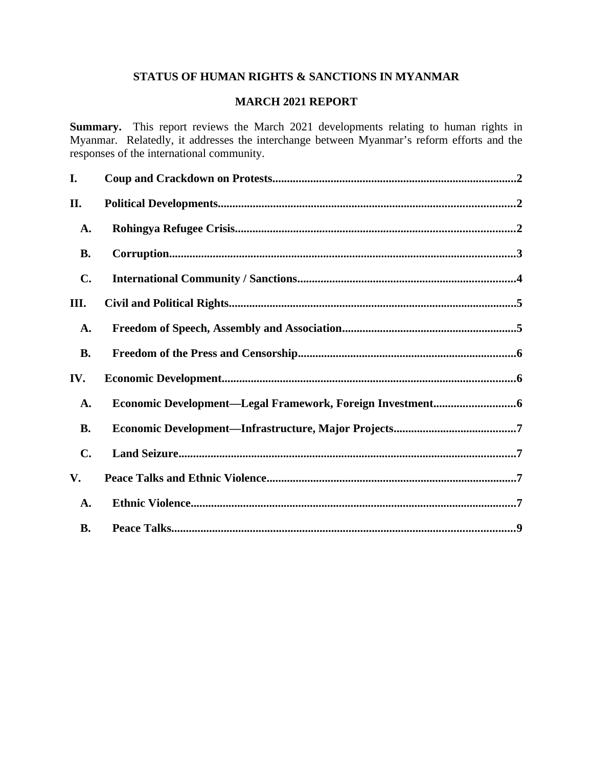# STATUS OF HUMAN RIGHTS & SANCTIONS IN MYANMAR

## MARCH 2021 REPORT

**Summary.** This report reviews the March 2021 developments relating to human rights in Myanmar. Relatedly, it addresses the interchange between Myanmar's reform efforts and the responses of the international community.

**I. Coup and Crackdown on Protests** .......... 2

**II. Political Developments** .......... 2

- **A. Rohingya Refugee Crisis** .......... 2
- **B. Corruption** .......... 3
- **C. International Community / Sanctions** .......... 4

**III. Civil and Political Rights** .......... 5

- **A. Freedom of Speech, Assembly and Association** .......... 5
- **B. Freedom of the Press and Censorship** .......... 6

**IV. Economic Development** .......... 6

- **A. Economic Development—Legal Framework, Foreign Investment** .......... 6
- **B. Economic Development—Infrastructure, Major Projects** .......... 7
- **C. Land Seizure** .......... 7

**V. Peace Talks and Ethnic Violence** .......... 7

- **A. Ethnic Violence** .......... 7
- **B. Peace Talks** .......... 9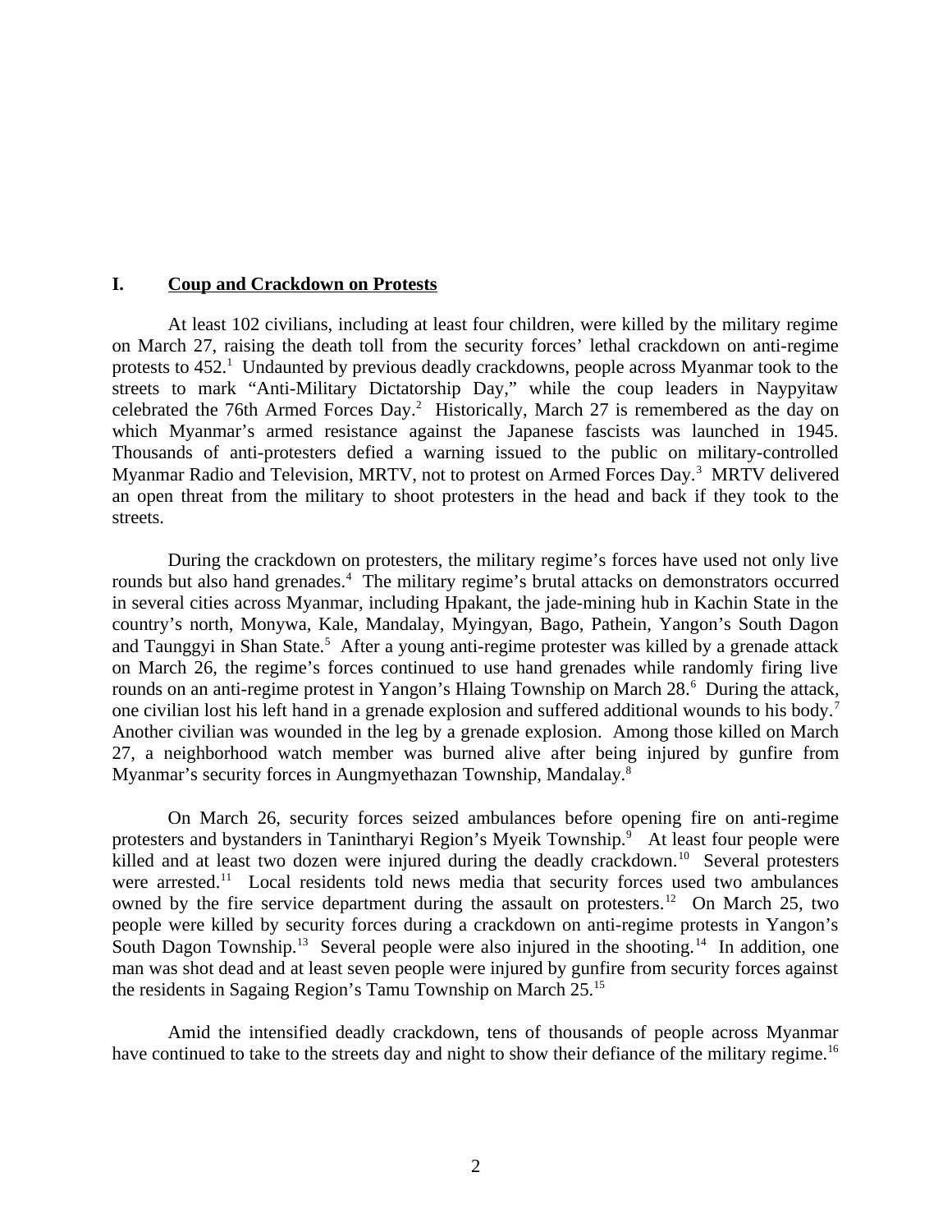## I. Coup and Crackdown on Protests

At least 102 civilians, including at least four children, were killed by the military regime on March 27, raising the death toll from the security forces' lethal crackdown on anti-regime protests to 452.[1] Undaunted by previous deadly crackdowns, people across Myanmar took to the streets to mark "Anti-Military Dictatorship Day," while the coup leaders in Naypyitaw celebrated the 76th Armed Forces Day.[2] Historically, March 27 is remembered as the day on which Myanmar's armed resistance against the Japanese fascists was launched in 1945. Thousands of anti-protesters defied a warning issued to the public on military-controlled Myanmar Radio and Television, MRTV, not to protest on Armed Forces Day.[3] MRTV delivered an open threat from the military to shoot protesters in the head and back if they took to the streets.

During the crackdown on protesters, the military regime's forces have used not only live rounds but also hand grenades.[4] The military regime's brutal attacks on demonstrators occurred in several cities across Myanmar, including Hpakant, the jade-mining hub in Kachin State in the country's north, Monywa, Kale, Mandalay, Myingyan, Bago, Pathein, Yangon's South Dagon and Taunggyi in Shan State.[5] After a young anti-regime protester was killed by a grenade attack on March 26, the regime's forces continued to use hand grenades while randomly firing live rounds on an anti-regime protest in Yangon's Hlaing Township on March 28.[6] During the attack, one civilian lost his left hand in a grenade explosion and suffered additional wounds to his body.[7] Another civilian was wounded in the leg by a grenade explosion. Among those killed on March 27, a neighborhood watch member was burned alive after being injured by gunfire from Myanmar's security forces in Aungmyethazan Township, Mandalay.[8]

On March 26, security forces seized ambulances before opening fire on anti-regime protesters and bystanders in Tanintharyi Region's Myeik Township.[9] At least four people were killed and at least two dozen were injured during the deadly crackdown.[10] Several protesters were arrested.[11] Local residents told news media that security forces used two ambulances owned by the fire service department during the assault on protesters.[12] On March 25, two people were killed by security forces during a crackdown on anti-regime protests in Yangon's South Dagon Township.[13] Several people were also injured in the shooting.[14] In addition, one man was shot dead and at least seven people were injured by gunfire from security forces against the residents in Sagaing Region's Tamu Township on March 25.[15]

Amid the intensified deadly crackdown, tens of thousands of people across Myanmar have continued to take to the streets day and night to show their defiance of the military regime.[16]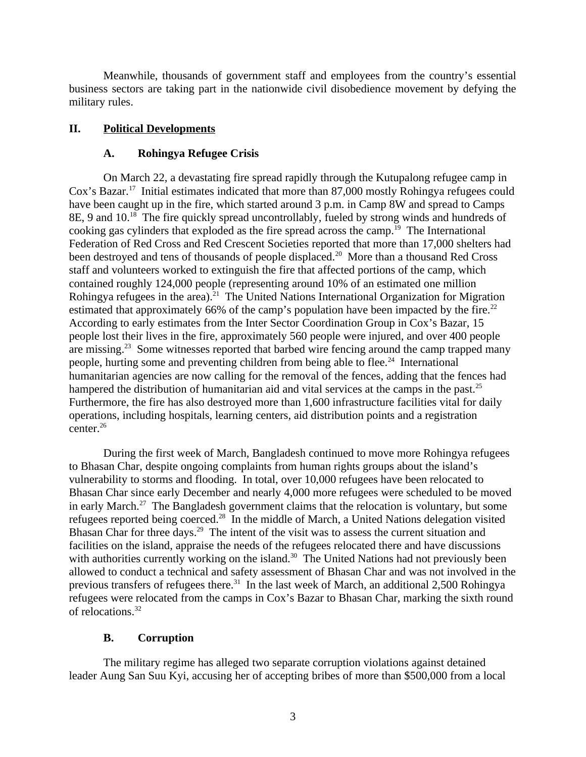Meanwhile, thousands of government staff and employees from the country's essential business sectors are taking part in the nationwide civil disobedience movement by defying the military rules.

## II. Political Developments

### A. Rohingya Refugee Crisis

On March 22, a devastating fire spread rapidly through the Kutupalong refugee camp in Cox's Bazar.[17] Initial estimates indicated that more than 87,000 mostly Rohingya refugees could have been caught up in the fire, which started around 3 p.m. in Camp 8W and spread to Camps 8E, 9 and 10.[18] The fire quickly spread uncontrollably, fueled by strong winds and hundreds of cooking gas cylinders that exploded as the fire spread across the camp.[19] The International Federation of Red Cross and Red Crescent Societies reported that more than 17,000 shelters had been destroyed and tens of thousands of people displaced.[20] More than a thousand Red Cross staff and volunteers worked to extinguish the fire that affected portions of the camp, which contained roughly 124,000 people (representing around 10% of an estimated one million Rohingya refugees in the area).[21] The United Nations International Organization for Migration estimated that approximately 66% of the camp's population have been impacted by the fire.[22] According to early estimates from the Inter Sector Coordination Group in Cox's Bazar, 15 people lost their lives in the fire, approximately 560 people were injured, and over 400 people are missing.[23] Some witnesses reported that barbed wire fencing around the camp trapped many people, hurting some and preventing children from being able to flee.[24] International humanitarian agencies are now calling for the removal of the fences, adding that the fences had hampered the distribution of humanitarian aid and vital services at the camps in the past.[25] Furthermore, the fire has also destroyed more than 1,600 infrastructure facilities vital for daily operations, including hospitals, learning centers, aid distribution points and a registration center.[26]

During the first week of March, Bangladesh continued to move more Rohingya refugees to Bhasan Char, despite ongoing complaints from human rights groups about the island's vulnerability to storms and flooding. In total, over 10,000 refugees have been relocated to Bhasan Char since early December and nearly 4,000 more refugees were scheduled to be moved in early March.[27] The Bangladesh government claims that the relocation is voluntary, but some refugees reported being coerced.[28] In the middle of March, a United Nations delegation visited Bhasan Char for three days.[29] The intent of the visit was to assess the current situation and facilities on the island, appraise the needs of the refugees relocated there and have discussions with authorities currently working on the island.[30] The United Nations had not previously been allowed to conduct a technical and safety assessment of Bhasan Char and was not involved in the previous transfers of refugees there.[31] In the last week of March, an additional 2,500 Rohingya refugees were relocated from the camps in Cox's Bazar to Bhasan Char, marking the sixth round of relocations.[32]

### B. Corruption

The military regime has alleged two separate corruption violations against detained leader Aung San Suu Kyi, accusing her of accepting bribes of more than $500,000 from a local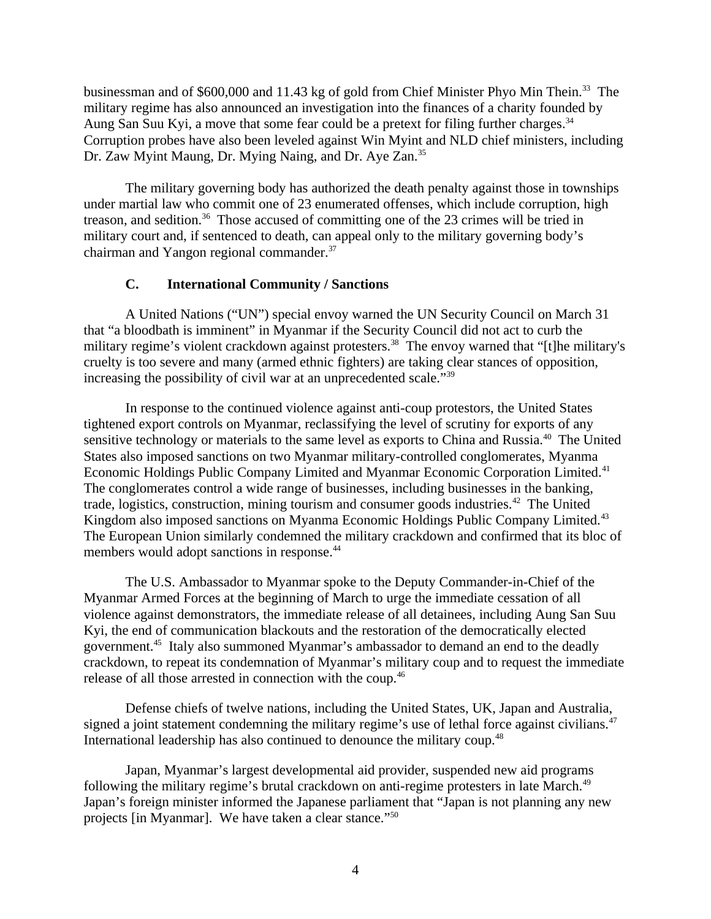businessman and of $600,000 and 11.43 kg of gold from Chief Minister Phyo Min Thein.[33] The military regime has also announced an investigation into the finances of a charity founded by Aung San Suu Kyi, a move that some fear could be a pretext for filing further charges.[34] Corruption probes have also been leveled against Win Myint and NLD chief ministers, including Dr. Zaw Myint Maung, Dr. Mying Naing, and Dr. Aye Zan.[35]

The military governing body has authorized the death penalty against those in townships under martial law who commit one of 23 enumerated offenses, which include corruption, high treason, and sedition.[36] Those accused of committing one of the 23 crimes will be tried in military court and, if sentenced to death, can appeal only to the military governing body's chairman and Yangon regional commander.[37]

### C. International Community / Sanctions

A United Nations ("UN") special envoy warned the UN Security Council on March 31 that "a bloodbath is imminent" in Myanmar if the Security Council did not act to curb the military regime's violent crackdown against protesters.[38] The envoy warned that "[t]he military's cruelty is too severe and many (armed ethnic fighters) are taking clear stances of opposition, increasing the possibility of civil war at an unprecedented scale."[39]

In response to the continued violence against anti-coup protestors, the United States tightened export controls on Myanmar, reclassifying the level of scrutiny for exports of any sensitive technology or materials to the same level as exports to China and Russia.[40] The United States also imposed sanctions on two Myanmar military-controlled conglomerates, Myanma Economic Holdings Public Company Limited and Myanmar Economic Corporation Limited.[41] The conglomerates control a wide range of businesses, including businesses in the banking, trade, logistics, construction, mining tourism and consumer goods industries.[42] The United Kingdom also imposed sanctions on Myanma Economic Holdings Public Company Limited.[43] The European Union similarly condemned the military crackdown and confirmed that its bloc of members would adopt sanctions in response.[44]

The U.S. Ambassador to Myanmar spoke to the Deputy Commander-in-Chief of the Myanmar Armed Forces at the beginning of March to urge the immediate cessation of all violence against demonstrators, the immediate release of all detainees, including Aung San Suu Kyi, the end of communication blackouts and the restoration of the democratically elected government.[45] Italy also summoned Myanmar's ambassador to demand an end to the deadly crackdown, to repeat its condemnation of Myanmar's military coup and to request the immediate release of all those arrested in connection with the coup.[46]

Defense chiefs of twelve nations, including the United States, UK, Japan and Australia, signed a joint statement condemning the military regime's use of lethal force against civilians.[47] International leadership has also continued to denounce the military coup.[48]

Japan, Myanmar's largest developmental aid provider, suspended new aid programs following the military regime's brutal crackdown on anti-regime protesters in late March.[49] Japan's foreign minister informed the Japanese parliament that "Japan is not planning any new projects [in Myanmar]. We have taken a clear stance."[50]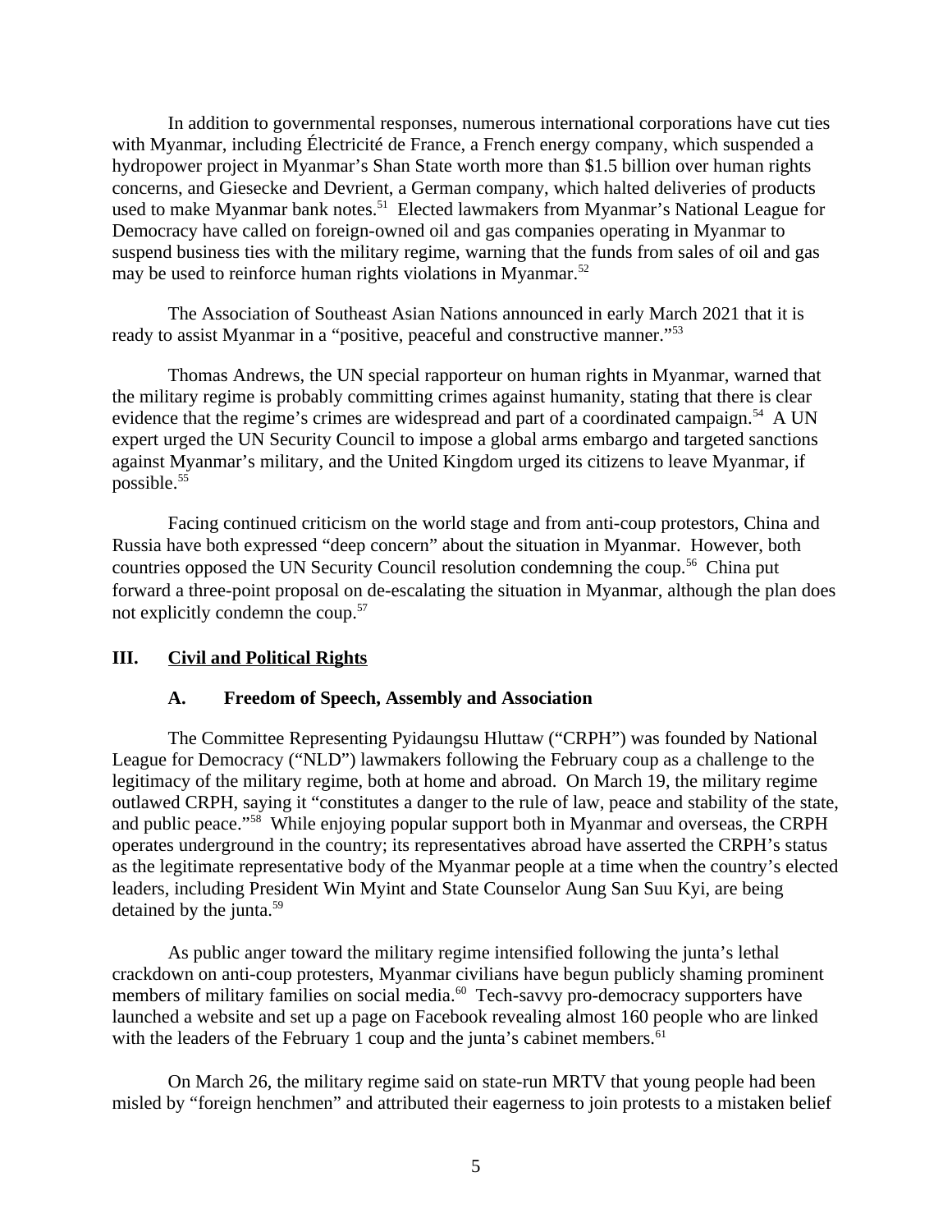In addition to governmental responses, numerous international corporations have cut ties with Myanmar, including Électricité de France, a French energy company, which suspended a hydropower project in Myanmar's Shan State worth more than $1.5 billion over human rights concerns, and Giesecke and Devrient, a German company, which halted deliveries of products used to make Myanmar bank notes.[51] Elected lawmakers from Myanmar's National League for Democracy have called on foreign-owned oil and gas companies operating in Myanmar to suspend business ties with the military regime, warning that the funds from sales of oil and gas may be used to reinforce human rights violations in Myanmar.[52]

The Association of Southeast Asian Nations announced in early March 2021 that it is ready to assist Myanmar in a "positive, peaceful and constructive manner."[53]

Thomas Andrews, the UN special rapporteur on human rights in Myanmar, warned that the military regime is probably committing crimes against humanity, stating that there is clear evidence that the regime's crimes are widespread and part of a coordinated campaign.[54] A UN expert urged the UN Security Council to impose a global arms embargo and targeted sanctions against Myanmar's military, and the United Kingdom urged its citizens to leave Myanmar, if possible.[55]

Facing continued criticism on the world stage and from anti-coup protestors, China and Russia have both expressed "deep concern" about the situation in Myanmar. However, both countries opposed the UN Security Council resolution condemning the coup.[56] China put forward a three-point proposal on de-escalating the situation in Myanmar, although the plan does not explicitly condemn the coup.[57]

## III. Civil and Political Rights

### A. Freedom of Speech, Assembly and Association

The Committee Representing Pyidaungsu Hluttaw ("CRPH") was founded by National League for Democracy ("NLD") lawmakers following the February coup as a challenge to the legitimacy of the military regime, both at home and abroad. On March 19, the military regime outlawed CRPH, saying it "constitutes a danger to the rule of law, peace and stability of the state, and public peace."[58] While enjoying popular support both in Myanmar and overseas, the CRPH operates underground in the country; its representatives abroad have asserted the CRPH's status as the legitimate representative body of the Myanmar people at a time when the country's elected leaders, including President Win Myint and State Counselor Aung San Suu Kyi, are being detained by the junta.[59]

As public anger toward the military regime intensified following the junta's lethal crackdown on anti-coup protesters, Myanmar civilians have begun publicly shaming prominent members of military families on social media.[60] Tech-savvy pro-democracy supporters have launched a website and set up a page on Facebook revealing almost 160 people who are linked with the leaders of the February 1 coup and the junta's cabinet members.[61]

On March 26, the military regime said on state-run MRTV that young people had been misled by "foreign henchmen" and attributed their eagerness to join protests to a mistaken belief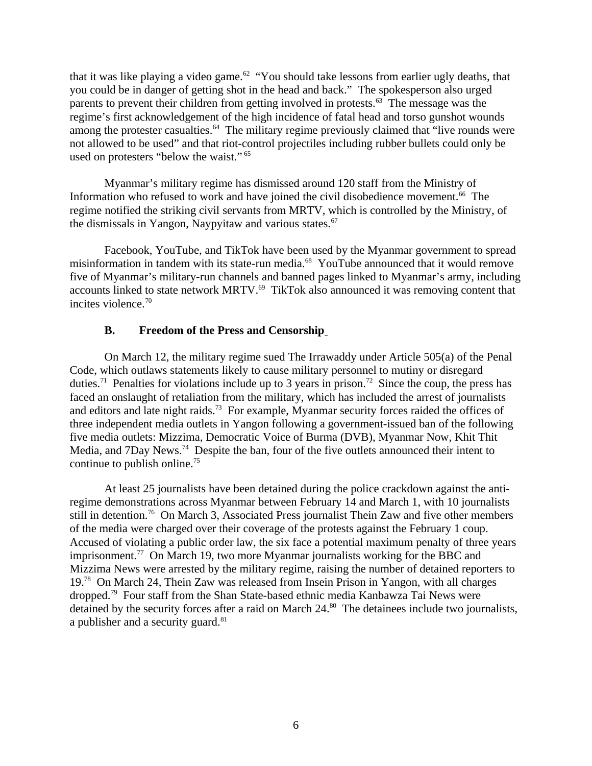that it was like playing a video game.[62] "You should take lessons from earlier ugly deaths, that you could be in danger of getting shot in the head and back." The spokesperson also urged parents to prevent their children from getting involved in protests.[63] The message was the regime's first acknowledgement of the high incidence of fatal head and torso gunshot wounds among the protester casualties.[64] The military regime previously claimed that "live rounds were not allowed to be used" and that riot-control projectiles including rubber bullets could only be used on protesters "below the waist."[65]

Myanmar's military regime has dismissed around 120 staff from the Ministry of Information who refused to work and have joined the civil disobedience movement.[66] The regime notified the striking civil servants from MRTV, which is controlled by the Ministry, of the dismissals in Yangon, Naypyitaw and various states.[67]

Facebook, YouTube, and TikTok have been used by the Myanmar government to spread misinformation in tandem with its state-run media.[68] YouTube announced that it would remove five of Myanmar's military-run channels and banned pages linked to Myanmar's army, including accounts linked to state network MRTV.[69] TikTok also announced it was removing content that incites violence.[70]

### B. Freedom of the Press and Censorship

On March 12, the military regime sued The Irrawaddy under Article 505(a) of the Penal Code, which outlaws statements likely to cause military personnel to mutiny or disregard duties.[71] Penalties for violations include up to 3 years in prison.[72] Since the coup, the press has faced an onslaught of retaliation from the military, which has included the arrest of journalists and editors and late night raids.[73] For example, Myanmar security forces raided the offices of three independent media outlets in Yangon following a government-issued ban of the following five media outlets: Mizzima, Democratic Voice of Burma (DVB), Myanmar Now, Khit Thit Media, and 7Day News.[74] Despite the ban, four of the five outlets announced their intent to continue to publish online.[75]

At least 25 journalists have been detained during the police crackdown against the anti-regime demonstrations across Myanmar between February 14 and March 1, with 10 journalists still in detention.[76] On March 3, Associated Press journalist Thein Zaw and five other members of the media were charged over their coverage of the protests against the February 1 coup. Accused of violating a public order law, the six face a potential maximum penalty of three years imprisonment.[77] On March 19, two more Myanmar journalists working for the BBC and Mizzima News were arrested by the military regime, raising the number of detained reporters to 19.[78] On March 24, Thein Zaw was released from Insein Prison in Yangon, with all charges dropped.[79] Four staff from the Shan State-based ethnic media Kanbawza Tai News were detained by the security forces after a raid on March 24.[80] The detainees include two journalists, a publisher and a security guard.[81]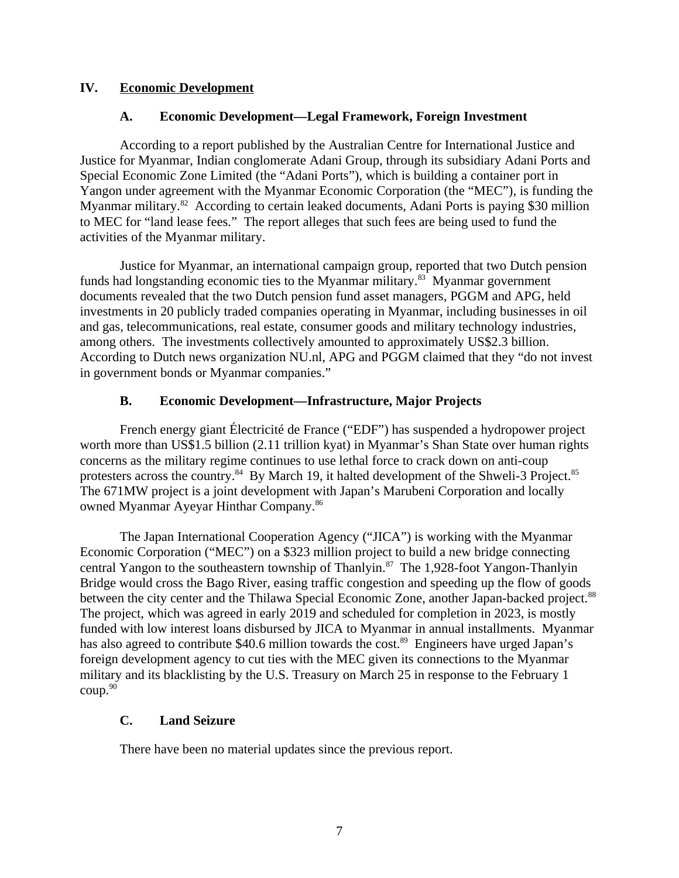## IV. Economic Development

### A. Economic Development—Legal Framework, Foreign Investment

According to a report published by the Australian Centre for International Justice and Justice for Myanmar, Indian conglomerate Adani Group, through its subsidiary Adani Ports and Special Economic Zone Limited (the "Adani Ports"), which is building a container port in Yangon under agreement with the Myanmar Economic Corporation (the "MEC"), is funding the Myanmar military.[82] According to certain leaked documents, Adani Ports is paying $30 million to MEC for "land lease fees." The report alleges that such fees are being used to fund the activities of the Myanmar military.

Justice for Myanmar, an international campaign group, reported that two Dutch pension funds had longstanding economic ties to the Myanmar military.[83] Myanmar government documents revealed that the two Dutch pension fund asset managers, PGGM and APG, held investments in 20 publicly traded companies operating in Myanmar, including businesses in oil and gas, telecommunications, real estate, consumer goods and military technology industries, among others. The investments collectively amounted to approximately US$2.3 billion. According to Dutch news organization NU.nl, APG and PGGM claimed that they "do not invest in government bonds or Myanmar companies."

### B. Economic Development—Infrastructure, Major Projects

French energy giant Électricité de France ("EDF") has suspended a hydropower project worth more than US$1.5 billion (2.11 trillion kyat) in Myanmar's Shan State over human rights concerns as the military regime continues to use lethal force to crack down on anti-coup protesters across the country.[84] By March 19, it halted development of the Shweli-3 Project.[85] The 671MW project is a joint development with Japan's Marubeni Corporation and locally owned Myanmar Ayeyar Hinthar Company.[86]

The Japan International Cooperation Agency ("JICA") is working with the Myanmar Economic Corporation ("MEC") on a $323 million project to build a new bridge connecting central Yangon to the southeastern township of Thanlyin.[87] The 1,928-foot Yangon-Thanlyin Bridge would cross the Bago River, easing traffic congestion and speeding up the flow of goods between the city center and the Thilawa Special Economic Zone, another Japan-backed project.[88] The project, which was agreed in early 2019 and scheduled for completion in 2023, is mostly funded with low interest loans disbursed by JICA to Myanmar in annual installments. Myanmar has also agreed to contribute $40.6 million towards the cost.[89] Engineers have urged Japan's foreign development agency to cut ties with the MEC given its connections to the Myanmar military and its blacklisting by the U.S. Treasury on March 25 in response to the February 1 coup.[90]

### C. Land Seizure

There have been no material updates since the previous report.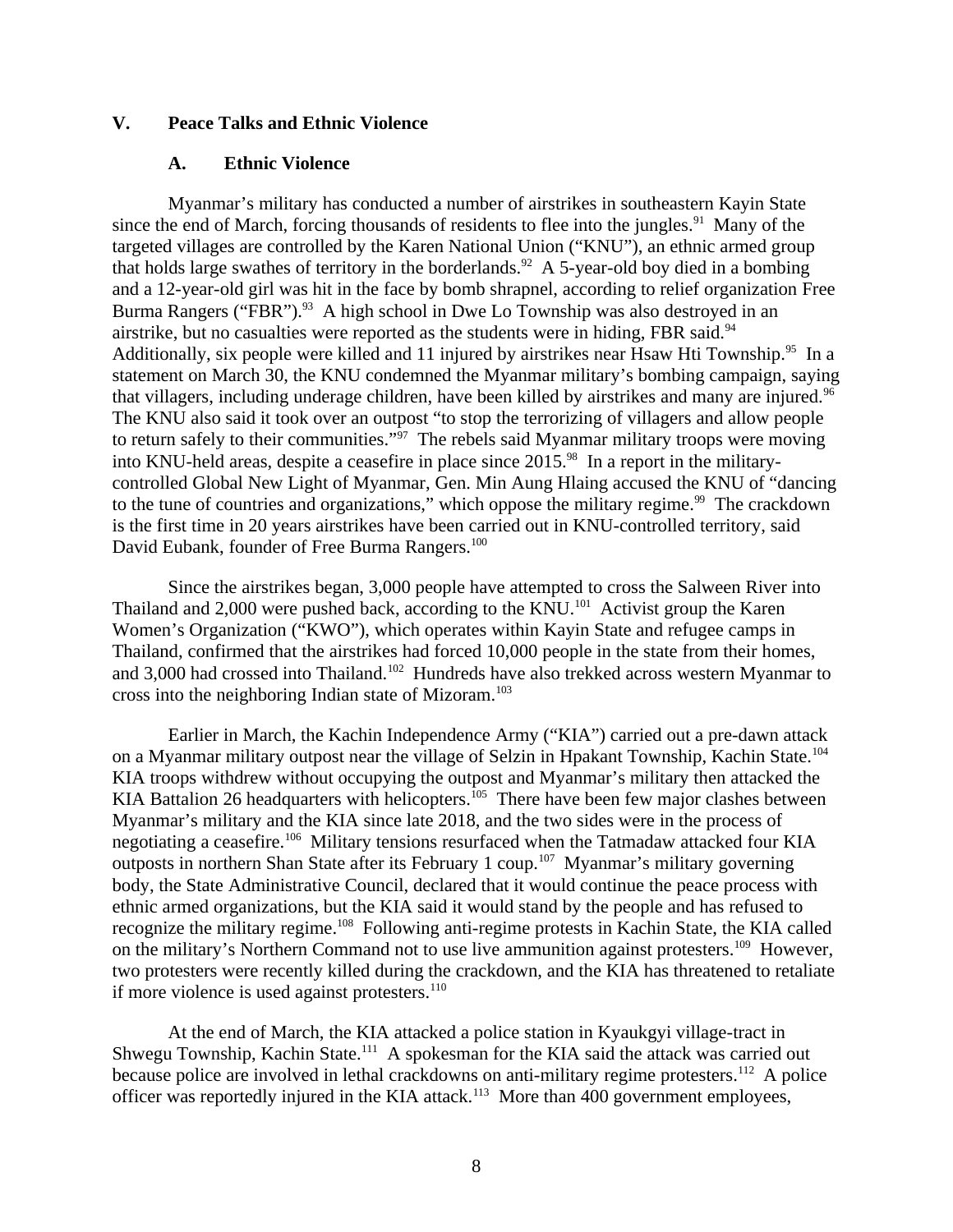## V. Peace Talks and Ethnic Violence

### A. Ethnic Violence

Myanmar's military has conducted a number of airstrikes in southeastern Kayin State since the end of March, forcing thousands of residents to flee into the jungles.[91] Many of the targeted villages are controlled by the Karen National Union ("KNU"), an ethnic armed group that holds large swathes of territory in the borderlands.[92] A 5-year-old boy died in a bombing and a 12-year-old girl was hit in the face by bomb shrapnel, according to relief organization Free Burma Rangers ("FBR").[93] A high school in Dwe Lo Township was also destroyed in an airstrike, but no casualties were reported as the students were in hiding, FBR said.[94] Additionally, six people were killed and 11 injured by airstrikes near Hsaw Hti Township.[95] In a statement on March 30, the KNU condemned the Myanmar military's bombing campaign, saying that villagers, including underage children, have been killed by airstrikes and many are injured.[96] The KNU also said it took over an outpost "to stop the terrorizing of villagers and allow people to return safely to their communities."[97] The rebels said Myanmar military troops were moving into KNU-held areas, despite a ceasefire in place since 2015.[98] In a report in the military-controlled Global New Light of Myanmar, Gen. Min Aung Hlaing accused the KNU of "dancing to the tune of countries and organizations," which oppose the military regime.[99] The crackdown is the first time in 20 years airstrikes have been carried out in KNU-controlled territory, said David Eubank, founder of Free Burma Rangers.[100]

Since the airstrikes began, 3,000 people have attempted to cross the Salween River into Thailand and 2,000 were pushed back, according to the KNU.[101] Activist group the Karen Women's Organization ("KWO"), which operates within Kayin State and refugee camps in Thailand, confirmed that the airstrikes had forced 10,000 people in the state from their homes, and 3,000 had crossed into Thailand.[102] Hundreds have also trekked across western Myanmar to cross into the neighboring Indian state of Mizoram.[103]

Earlier in March, the Kachin Independence Army ("KIA") carried out a pre-dawn attack on a Myanmar military outpost near the village of Selzin in Hpakant Township, Kachin State.[104] KIA troops withdrew without occupying the outpost and Myanmar's military then attacked the KIA Battalion 26 headquarters with helicopters.[105] There have been few major clashes between Myanmar's military and the KIA since late 2018, and the two sides were in the process of negotiating a ceasefire.[106] Military tensions resurfaced when the Tatmadaw attacked four KIA outposts in northern Shan State after its February 1 coup.[107] Myanmar's military governing body, the State Administrative Council, declared that it would continue the peace process with ethnic armed organizations, but the KIA said it would stand by the people and has refused to recognize the military regime.[108] Following anti-regime protests in Kachin State, the KIA called on the military's Northern Command not to use live ammunition against protesters.[109] However, two protesters were recently killed during the crackdown, and the KIA has threatened to retaliate if more violence is used against protesters.[110]

At the end of March, the KIA attacked a police station in Kyaukgyi village-tract in Shwegu Township, Kachin State.[111] A spokesman for the KIA said the attack was carried out because police are involved in lethal crackdowns on anti-military regime protesters.[112] A police officer was reportedly injured in the KIA attack.[113] More than 400 government employees,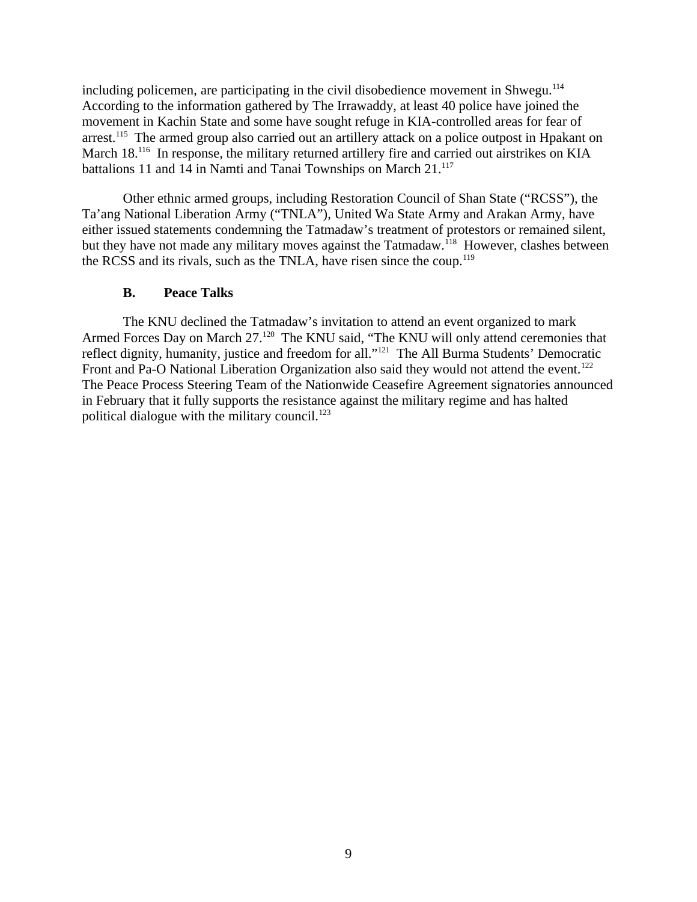including policemen, are participating in the civil disobedience movement in Shwegu.[114] According to the information gathered by The Irrawaddy, at least 40 police have joined the movement in Kachin State and some have sought refuge in KIA-controlled areas for fear of arrest.[115] The armed group also carried out an artillery attack on a police outpost in Hpakant on March 18.[116] In response, the military returned artillery fire and carried out airstrikes on KIA battalions 11 and 14 in Namti and Tanai Townships on March 21.[117]

Other ethnic armed groups, including Restoration Council of Shan State ("RCSS"), the Ta'ang National Liberation Army ("TNLA"), United Wa State Army and Arakan Army, have either issued statements condemning the Tatmadaw's treatment of protestors or remained silent, but they have not made any military moves against the Tatmadaw.[118] However, clashes between the RCSS and its rivals, such as the TNLA, have risen since the coup.[119]

### B. Peace Talks

The KNU declined the Tatmadaw's invitation to attend an event organized to mark Armed Forces Day on March 27.[120] The KNU said, "The KNU will only attend ceremonies that reflect dignity, humanity, justice and freedom for all."[121] The All Burma Students' Democratic Front and Pa-O National Liberation Organization also said they would not attend the event.[122] The Peace Process Steering Team of the Nationwide Ceasefire Agreement signatories announced in February that it fully supports the resistance against the military regime and has halted political dialogue with the military council.[123]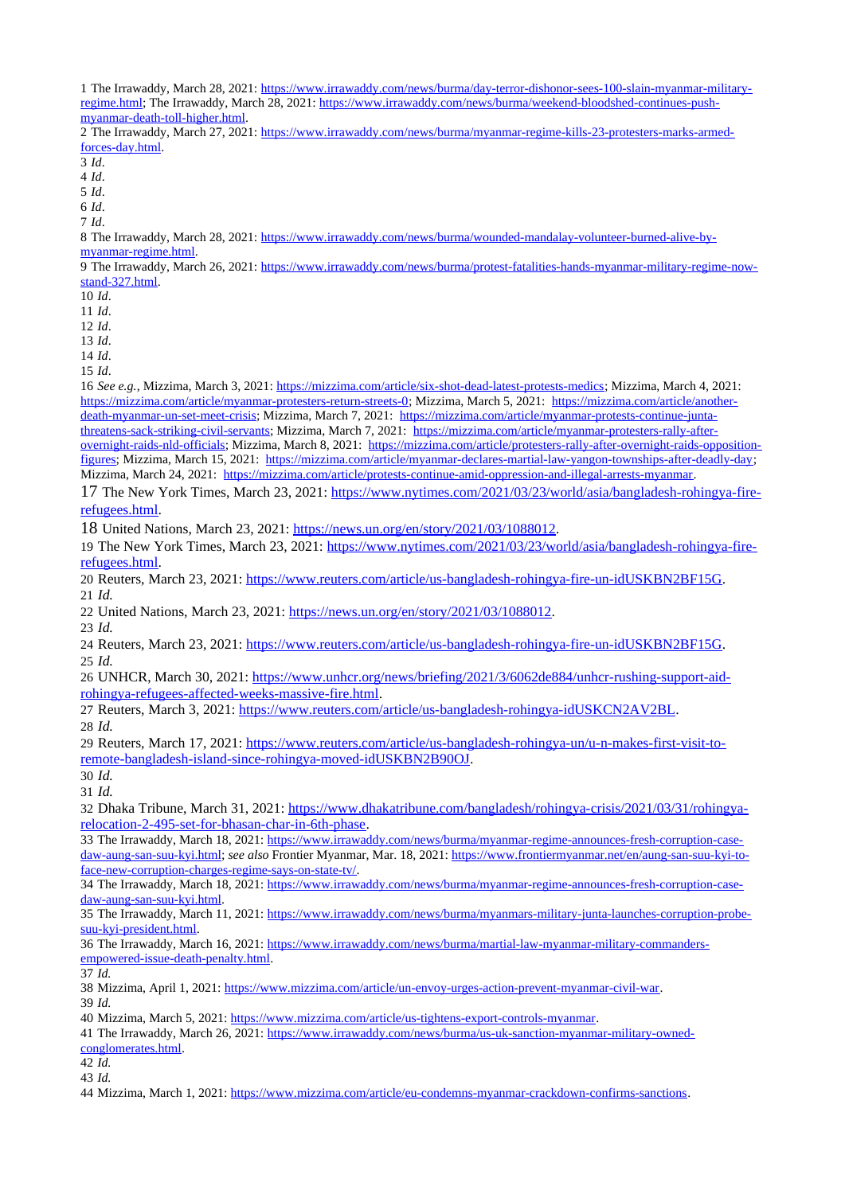1 The Irrawaddy, March 28, 2021: https://www.irrawaddy.com/news/burma/day-terror-dishonor-sees-100-slain-myanmar-military-regime.html; The Irrawaddy, March 28, 2021: https://www.irrawaddy.com/news/burma/weekend-bloodshed-continues-push-myanmar-death-toll-higher.html.

2 The Irrawaddy, March 27, 2021: https://www.irrawaddy.com/news/burma/myanmar-regime-kills-23-protesters-marks-armed-forces-day.html.

3 *Id*.

4 *Id*.

5 *Id*.

6 *Id*.

7 *Id*.

8 The Irrawaddy, March 28, 2021: https://www.irrawaddy.com/news/burma/wounded-mandalay-volunteer-burned-alive-by-myanmar-regime.html.

9 The Irrawaddy, March 26, 2021: https://www.irrawaddy.com/news/burma/protest-fatalities-hands-myanmar-military-regime-now-stand-327.html.

10 *Id*.

11 *Id*.

12 *Id*.

13 *Id*.

14 *Id*.

15 *Id*.

16 *See e.g.*, Mizzima, March 3, 2021: https://mizzima.com/article/six-shot-dead-latest-protests-medics; Mizzima, March 4, 2021: https://mizzima.com/article/myanmar-protesters-return-streets-0; Mizzima, March 5, 2021: https://mizzima.com/article/another-death-myanmar-un-set-meet-crisis; Mizzima, March 7, 2021: https://mizzima.com/article/myanmar-protests-continue-junta-threatens-sack-striking-civil-servants; Mizzima, March 7, 2021: https://mizzima.com/article/myanmar-protesters-rally-after-overnight-raids-nld-officials; Mizzima, March 8, 2021: https://mizzima.com/article/protesters-rally-after-overnight-raids-opposition-figures; Mizzima, March 15, 2021: https://mizzima.com/article/myanmar-declares-martial-law-yangon-townships-after-deadly-day; Mizzima, March 24, 2021: https://mizzima.com/article/protests-continue-amid-oppression-and-illegal-arrests-myanmar.

17 The New York Times, March 23, 2021: https://www.nytimes.com/2021/03/23/world/asia/bangladesh-rohingya-fire-refugees.html.

18 United Nations, March 23, 2021: https://news.un.org/en/story/2021/03/1088012.

19 The New York Times, March 23, 2021: https://www.nytimes.com/2021/03/23/world/asia/bangladesh-rohingya-fire-refugees.html.

20 Reuters, March 23, 2021: https://www.reuters.com/article/us-bangladesh-rohingya-fire-un-idUSKBN2BF15G.

21 *Id.*

22 United Nations, March 23, 2021: https://news.un.org/en/story/2021/03/1088012.

23 *Id.*

24 Reuters, March 23, 2021: https://www.reuters.com/article/us-bangladesh-rohingya-fire-un-idUSKBN2BF15G.

25 *Id.*

26 UNHCR, March 30, 2021: https://www.unhcr.org/news/briefing/2021/3/6062de884/unhcr-rushing-support-aid-rohingya-refugees-affected-weeks-massive-fire.html.

27 Reuters, March 3, 2021: https://www.reuters.com/article/us-bangladesh-rohingya-idUSKCN2AV2BL.

28 *Id.*

29 Reuters, March 17, 2021: https://www.reuters.com/article/us-bangladesh-rohingya-un/u-n-makes-first-visit-to-remote-bangladesh-island-since-rohingya-moved-idUSKBN2B90OJ.

30 *Id.*

31 *Id.*

32 Dhaka Tribune, March 31, 2021: https://www.dhakatribune.com/bangladesh/rohingya-crisis/2021/03/31/rohingya-relocation-2-495-set-for-bhasan-char-in-6th-phase.

33 The Irrawaddy, March 18, 2021: https://www.irrawaddy.com/news/burma/myanmar-regime-announces-fresh-corruption-case-daw-aung-san-suu-kyi.html; *see also* Frontier Myanmar, Mar. 18, 2021: https://www.frontiermyanmar.net/en/aung-san-suu-kyi-to-face-new-corruption-charges-regime-says-on-state-tv/.

34 The Irrawaddy, March 18, 2021: https://www.irrawaddy.com/news/burma/myanmar-regime-announces-fresh-corruption-case-daw-aung-san-suu-kyi.html.

35 The Irrawaddy, March 11, 2021: https://www.irrawaddy.com/news/burma/myanmars-military-junta-launches-corruption-probe-suu-kyi-president.html.

36 The Irrawaddy, March 16, 2021: https://www.irrawaddy.com/news/burma/martial-law-myanmar-military-commanders-empowered-issue-death-penalty.html.

37 *Id.*

38 Mizzima, April 1, 2021: https://www.mizzima.com/article/un-envoy-urges-action-prevent-myanmar-civil-war.

39 *Id.*

40 Mizzima, March 5, 2021: https://www.mizzima.com/article/us-tightens-export-controls-myanmar.

41 The Irrawaddy, March 26, 2021: https://www.irrawaddy.com/news/burma/us-uk-sanction-myanmar-military-owned-conglomerates.html.

42 *Id.*

43 *Id.*

44 Mizzima, March 1, 2021: https://www.mizzima.com/article/eu-condemns-myanmar-crackdown-confirms-sanctions.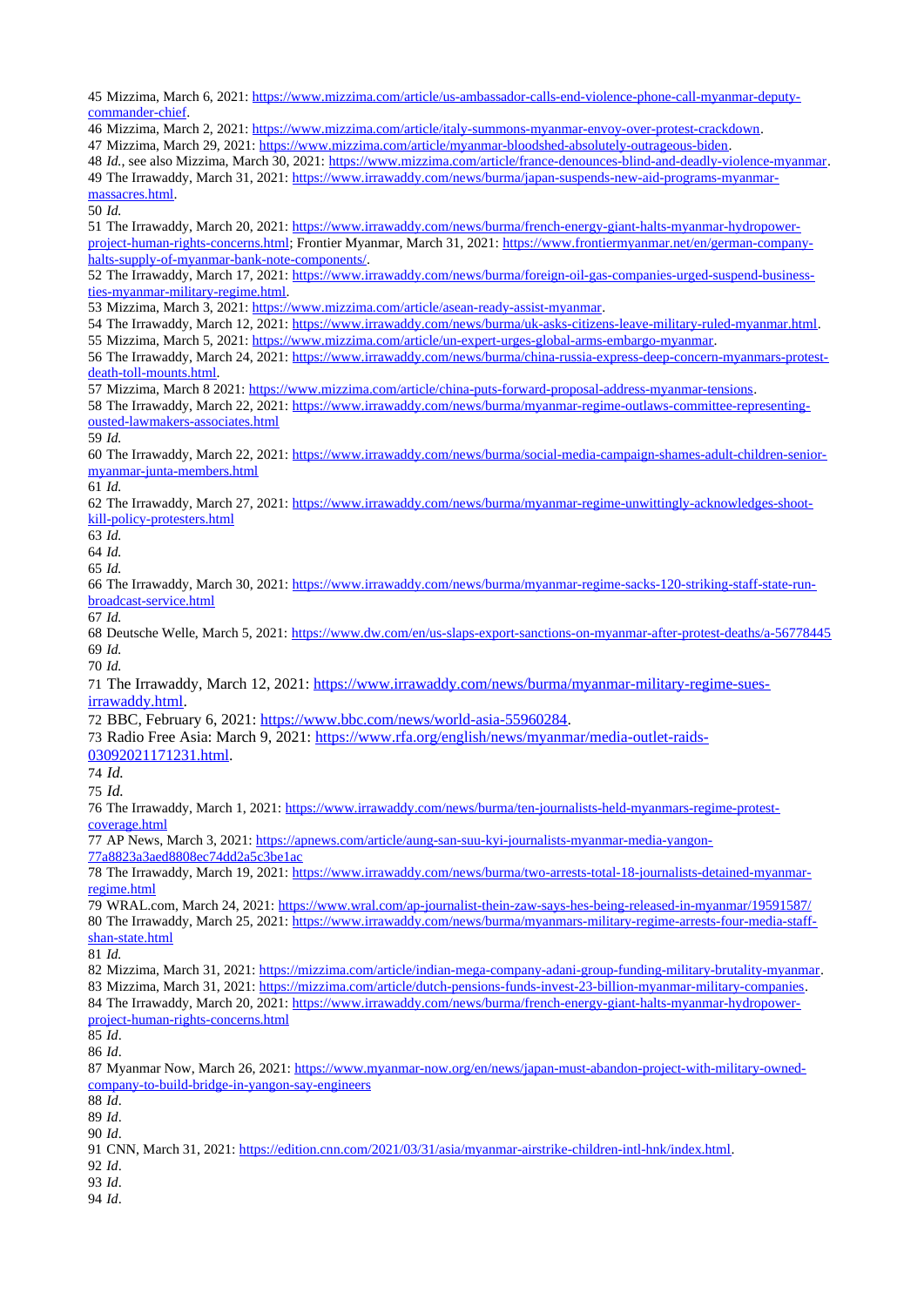45 Mizzima, March 6, 2021: https://www.mizzima.com/article/us-ambassador-calls-end-violence-phone-call-myanmar-deputy-commander-chief.

46 Mizzima, March 2, 2021: https://www.mizzima.com/article/italy-summons-myanmar-envoy-over-protest-crackdown.

47 Mizzima, March 29, 2021: https://www.mizzima.com/article/myanmar-bloodshed-absolutely-outrageous-biden.

48 *Id.*, see also Mizzima, March 30, 2021: https://www.mizzima.com/article/france-denounces-blind-and-deadly-violence-myanmar.

49 The Irrawaddy, March 31, 2021: https://www.irrawaddy.com/news/burma/japan-suspends-new-aid-programs-myanmar-massacres.html.

50 *Id.*

51 The Irrawaddy, March 20, 2021: https://www.irrawaddy.com/news/burma/french-energy-giant-halts-myanmar-hydropower-project-human-rights-concerns.html; Frontier Myanmar, March 31, 2021: https://www.frontiermyanmar.net/en/german-company-halts-supply-of-myanmar-bank-note-components/.

52 The Irrawaddy, March 17, 2021: https://www.irrawaddy.com/news/burma/foreign-oil-gas-companies-urged-suspend-business-ties-myanmar-military-regime.html.

53 Mizzima, March 3, 2021: https://www.mizzima.com/article/asean-ready-assist-myanmar.

54 The Irrawaddy, March 12, 2021: https://www.irrawaddy.com/news/burma/uk-asks-citizens-leave-military-ruled-myanmar.html.

55 Mizzima, March 5, 2021: https://www.mizzima.com/article/un-expert-urges-global-arms-embargo-myanmar.

56 The Irrawaddy, March 24, 2021: https://www.irrawaddy.com/news/burma/china-russia-express-deep-concern-myanmars-protest-death-toll-mounts.html.

57 Mizzima, March 8 2021: https://www.mizzima.com/article/china-puts-forward-proposal-address-myanmar-tensions.

58 The Irrawaddy, March 22, 2021: https://www.irrawaddy.com/news/burma/myanmar-regime-outlaws-committee-representing-ousted-lawmakers-associates.html

59 *Id.*

60 The Irrawaddy, March 22, 2021: https://www.irrawaddy.com/news/burma/social-media-campaign-shames-adult-children-senior-myanmar-junta-members.html

61 *Id.*

62 The Irrawaddy, March 27, 2021: https://www.irrawaddy.com/news/burma/myanmar-regime-unwittingly-acknowledges-shoot-kill-policy-protesters.html

63 *Id.*

64 *Id.*

65 *Id.*

66 The Irrawaddy, March 30, 2021: https://www.irrawaddy.com/news/burma/myanmar-regime-sacks-120-striking-staff-state-run-broadcast-service.html

67 *Id.*

68 Deutsche Welle, March 5, 2021: https://www.dw.com/en/us-slaps-export-sanctions-on-myanmar-after-protest-deaths/a-56778445

69 *Id.*

70 *Id.*

71 The Irrawaddy, March 12, 2021: https://www.irrawaddy.com/news/burma/myanmar-military-regime-sues-irrawaddy.html.

72 BBC, February 6, 2021: https://www.bbc.com/news/world-asia-55960284.

73 Radio Free Asia: March 9, 2021: https://www.rfa.org/english/news/myanmar/media-outlet-raids-03092021171231.html.

74 *Id.*

75 *Id.*

76 The Irrawaddy, March 1, 2021: https://www.irrawaddy.com/news/burma/ten-journalists-held-myanmars-regime-protest-coverage.html

77 AP News, March 3, 2021: https://apnews.com/article/aung-san-suu-kyi-journalists-myanmar-media-yangon-77a8823a3aed8808ec74dd2a5c3be1ac

78 The Irrawaddy, March 19, 2021: https://www.irrawaddy.com/news/burma/two-arrests-total-18-journalists-detained-myanmar-regime.html

79 WRAL.com, March 24, 2021: https://www.wral.com/ap-journalist-thein-zaw-says-hes-being-released-in-myanmar/19591587/

80 The Irrawaddy, March 25, 2021: https://www.irrawaddy.com/news/burma/myanmars-military-regime-arrests-four-media-staff-shan-state.html

81 *Id.*

82 Mizzima, March 31, 2021: https://mizzima.com/article/indian-mega-company-adani-group-funding-military-brutality-myanmar.

83 Mizzima, March 31, 2021: https://mizzima.com/article/dutch-pensions-funds-invest-23-billion-myanmar-military-companies.

84 The Irrawaddy, March 20, 2021: https://www.irrawaddy.com/news/burma/french-energy-giant-halts-myanmar-hydropower-project-human-rights-concerns.html

85 *Id*.

86 *Id*.

87 Myanmar Now, March 26, 2021: https://www.myanmar-now.org/en/news/japan-must-abandon-project-with-military-owned-company-to-build-bridge-in-yangon-say-engineers

88 *Id*.

89 *Id*.

90 *Id*.

91 CNN, March 31, 2021: https://edition.cnn.com/2021/03/31/asia/myanmar-airstrike-children-intl-hnk/index.html.

92 *Id*.

93 *Id*.

94 *Id*.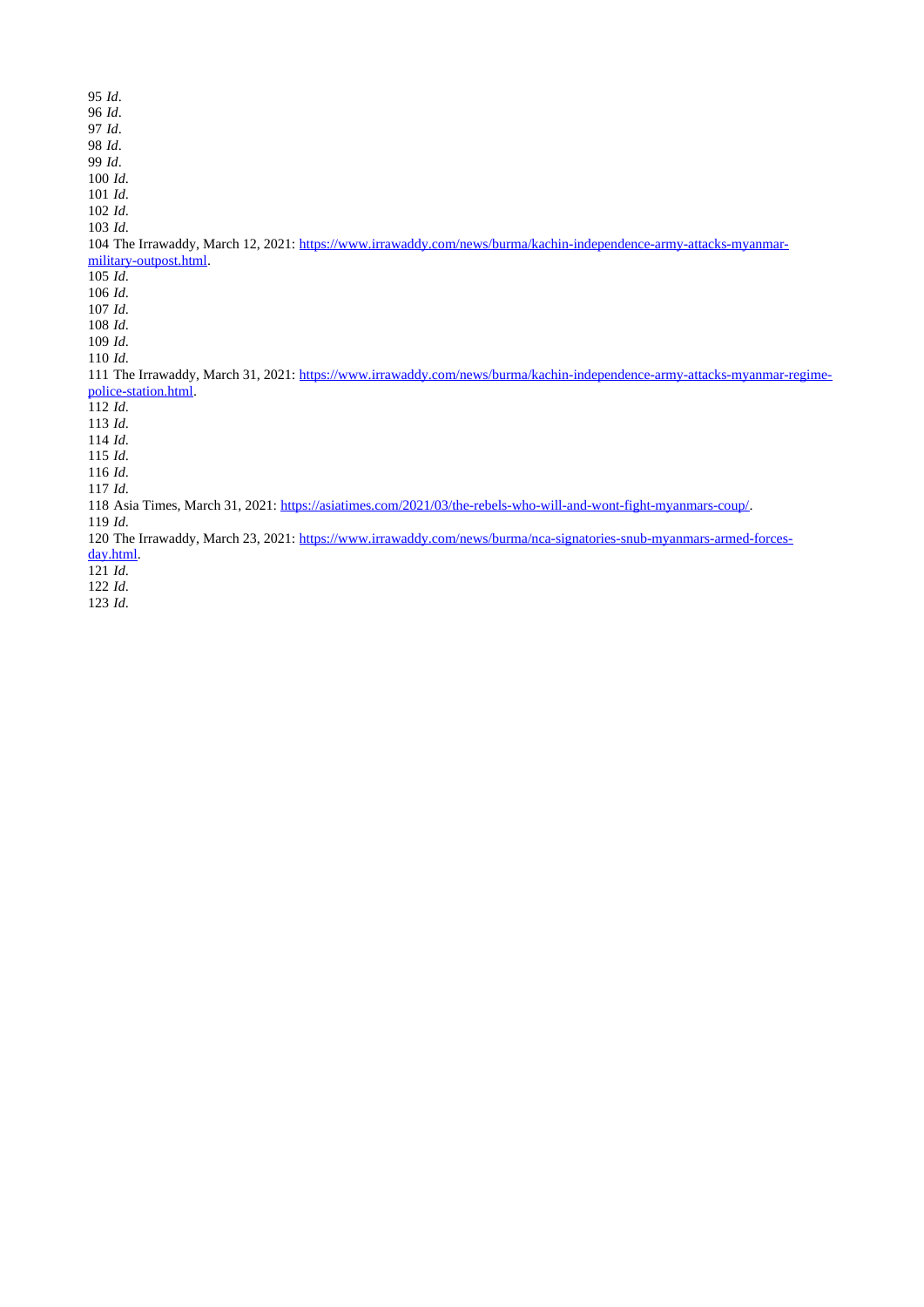95 *Id*.
96 *Id*.
97 *Id*.
98 *Id*.
99 *Id*.
100 *Id*.
101 *Id*.
102 *Id*.
103 *Id*.
104 The Irrawaddy, March 12, 2021: https://www.irrawaddy.com/news/burma/kachin-independence-army-attacks-myanmar-military-outpost.html.
105 *Id*.
106 *Id*.
107 *Id*.
108 *Id*.
109 *Id*.
110 *Id*.
111 The Irrawaddy, March 31, 2021: https://www.irrawaddy.com/news/burma/kachin-independence-army-attacks-myanmar-regime-police-station.html.
112 *Id*.
113 *Id*.
114 *Id*.
115 *Id*.
116 *Id*.
117 *Id*.
118 Asia Times, March 31, 2021: https://asiatimes.com/2021/03/the-rebels-who-will-and-wont-fight-myanmars-coup/.
119 *Id*.
120 The Irrawaddy, March 23, 2021: https://www.irrawaddy.com/news/burma/nca-signatories-snub-myanmars-armed-forces-day.html.
121 *Id*.
122 *Id*.
123 *Id*.